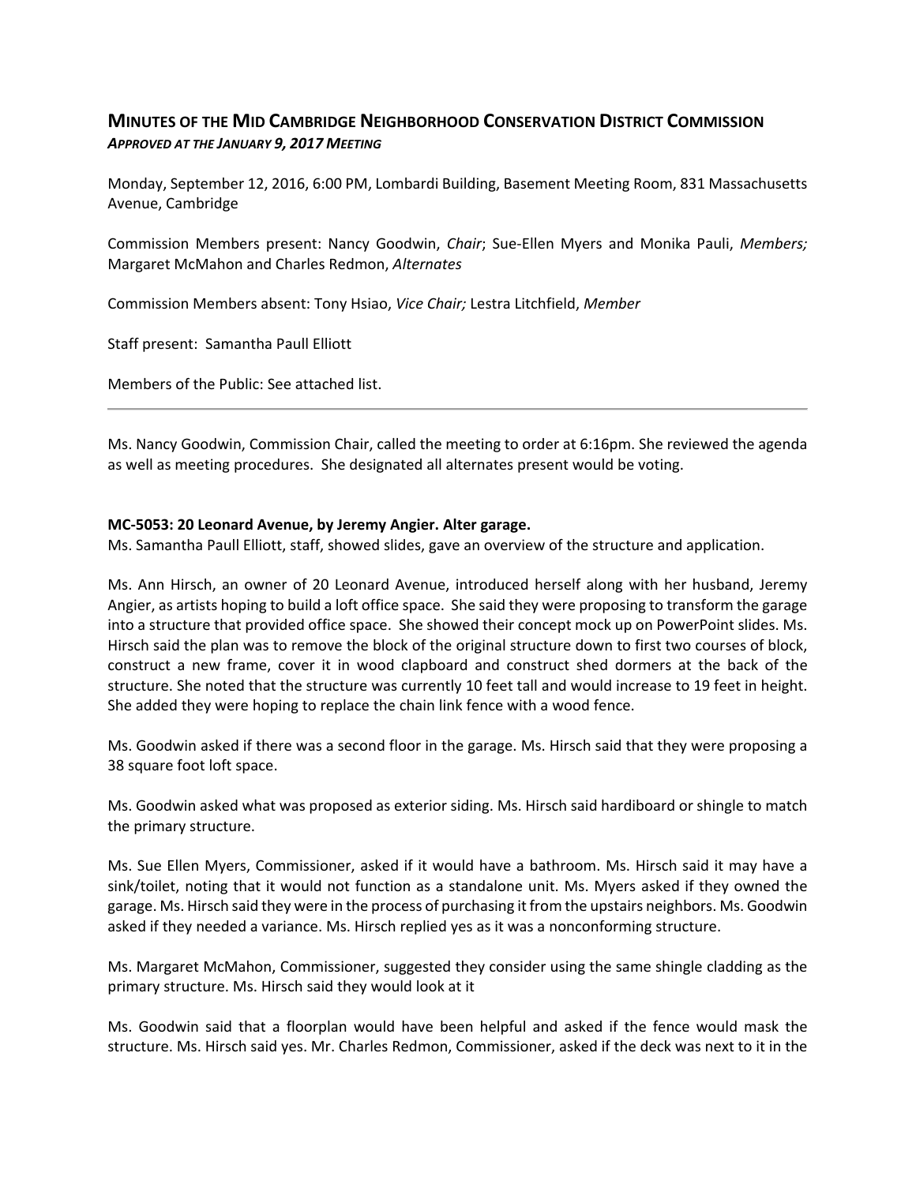# MINUTES OF THE MID CAMBRIDGE NEIGHBORHOOD CONSERVATION DISTRICT COMMISSION

*APPROVED AT THE JANUARY 9, 2017 MEETING*

Monday, September 12, 2016, 6:00 PM, Lombardi Building, Basement Meeting Room, 831 Massachusetts Avenue, Cambridge

Commission Members present: Nancy Goodwin, *Chair*; Sue-Ellen Myers and Monika Pauli, *Members;* Margaret McMahon and Charles Redmon, *Alternates*

Commission Members absent: Tony Hsiao, *Vice Chair;* Lestra Litchfield, *Member*

Staff present: Samantha Paull Elliott

Members of the Public: See attached list.

---

Ms. Nancy Goodwin, Commission Chair, called the meeting to order at 6:16pm. She reviewed the agenda as well as meeting procedures. She designated all alternates present would be voting.

**MC-5053: 20 Leonard Avenue, by Jeremy Angier. Alter garage.**

Ms. Samantha Paull Elliott, staff, showed slides, gave an overview of the structure and application.

Ms. Ann Hirsch, an owner of 20 Leonard Avenue, introduced herself along with her husband, Jeremy Angier, as artists hoping to build a loft office space. She said they were proposing to transform the garage into a structure that provided office space. She showed their concept mock up on PowerPoint slides. Ms. Hirsch said the plan was to remove the block of the original structure down to first two courses of block, construct a new frame, cover it in wood clapboard and construct shed dormers at the back of the structure. She noted that the structure was currently 10 feet tall and would increase to 19 feet in height. She added they were hoping to replace the chain link fence with a wood fence.

Ms. Goodwin asked if there was a second floor in the garage. Ms. Hirsch said that they were proposing a 38 square foot loft space.

Ms. Goodwin asked what was proposed as exterior siding. Ms. Hirsch said hardiboard or shingle to match the primary structure.

Ms. Sue Ellen Myers, Commissioner, asked if it would have a bathroom. Ms. Hirsch said it may have a sink/toilet, noting that it would not function as a standalone unit. Ms. Myers asked if they owned the garage. Ms. Hirsch said they were in the process of purchasing it from the upstairs neighbors. Ms. Goodwin asked if they needed a variance. Ms. Hirsch replied yes as it was a nonconforming structure.

Ms. Margaret McMahon, Commissioner, suggested they consider using the same shingle cladding as the primary structure. Ms. Hirsch said they would look at it

Ms. Goodwin said that a floorplan would have been helpful and asked if the fence would mask the structure. Ms. Hirsch said yes. Mr. Charles Redmon, Commissioner, asked if the deck was next to it in the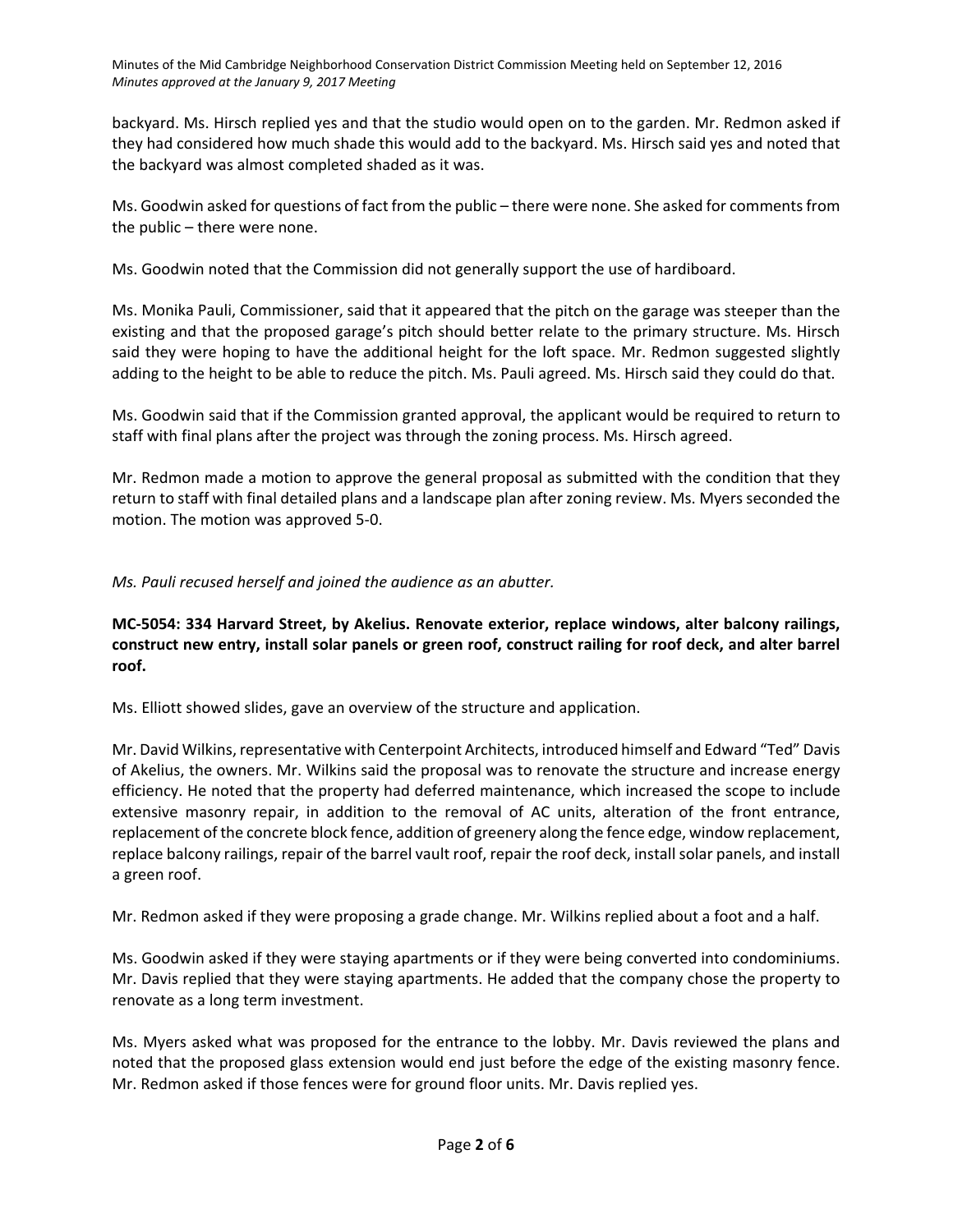backyard. Ms. Hirsch replied yes and that the studio would open on to the garden. Mr. Redmon asked if they had considered how much shade this would add to the backyard. Ms. Hirsch said yes and noted that the backyard was almost completed shaded as it was.

Ms. Goodwin asked for questions of fact from the public – there were none. She asked for comments from the public – there were none.

Ms. Goodwin noted that the Commission did not generally support the use of hardiboard.

Ms. Monika Pauli, Commissioner, said that it appeared that the pitch on the garage was steeper than the existing and that the proposed garage's pitch should better relate to the primary structure. Ms. Hirsch said they were hoping to have the additional height for the loft space. Mr. Redmon suggested slightly adding to the height to be able to reduce the pitch. Ms. Pauli agreed. Ms. Hirsch said they could do that.

Ms. Goodwin said that if the Commission granted approval, the applicant would be required to return to staff with final plans after the project was through the zoning process. Ms. Hirsch agreed.

Mr. Redmon made a motion to approve the general proposal as submitted with the condition that they return to staff with final detailed plans and a landscape plan after zoning review. Ms. Myers seconded the motion. The motion was approved 5-0.

*Ms. Pauli recused herself and joined the audience as an abutter.*

**MC-5054: 334 Harvard Street, by Akelius. Renovate exterior, replace windows, alter balcony railings, construct new entry, install solar panels or green roof, construct railing for roof deck, and alter barrel roof.**

Ms. Elliott showed slides, gave an overview of the structure and application.

Mr. David Wilkins, representative with Centerpoint Architects, introduced himself and Edward "Ted" Davis of Akelius, the owners. Mr. Wilkins said the proposal was to renovate the structure and increase energy efficiency. He noted that the property had deferred maintenance, which increased the scope to include extensive masonry repair, in addition to the removal of AC units, alteration of the front entrance, replacement of the concrete block fence, addition of greenery along the fence edge, window replacement, replace balcony railings, repair of the barrel vault roof, repair the roof deck, install solar panels, and install a green roof.

Mr. Redmon asked if they were proposing a grade change. Mr. Wilkins replied about a foot and a half.

Ms. Goodwin asked if they were staying apartments or if they were being converted into condominiums. Mr. Davis replied that they were staying apartments. He added that the company chose the property to renovate as a long term investment.

Ms. Myers asked what was proposed for the entrance to the lobby. Mr. Davis reviewed the plans and noted that the proposed glass extension would end just before the edge of the existing masonry fence. Mr. Redmon asked if those fences were for ground floor units. Mr. Davis replied yes.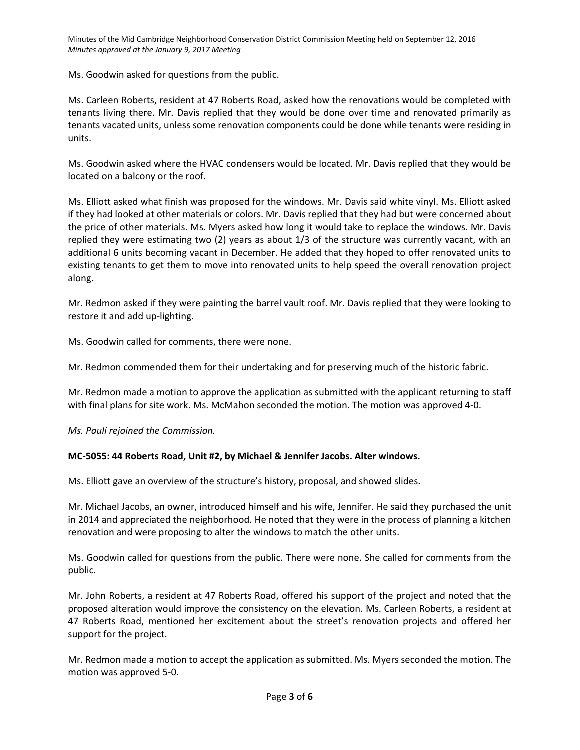Ms. Goodwin asked for questions from the public.

Ms. Carleen Roberts, resident at 47 Roberts Road, asked how the renovations would be completed with tenants living there. Mr. Davis replied that they would be done over time and renovated primarily as tenants vacated units, unless some renovation components could be done while tenants were residing in units.

Ms. Goodwin asked where the HVAC condensers would be located. Mr. Davis replied that they would be located on a balcony or the roof.

Ms. Elliott asked what finish was proposed for the windows. Mr. Davis said white vinyl. Ms. Elliott asked if they had looked at other materials or colors. Mr. Davis replied that they had but were concerned about the price of other materials. Ms. Myers asked how long it would take to replace the windows. Mr. Davis replied they were estimating two (2) years as about 1/3 of the structure was currently vacant, with an additional 6 units becoming vacant in December. He added that they hoped to offer renovated units to existing tenants to get them to move into renovated units to help speed the overall renovation project along.

Mr. Redmon asked if they were painting the barrel vault roof. Mr. Davis replied that they were looking to restore it and add up-lighting.

Ms. Goodwin called for comments, there were none.

Mr. Redmon commended them for their undertaking and for preserving much of the historic fabric.

Mr. Redmon made a motion to approve the application as submitted with the applicant returning to staff with final plans for site work. Ms. McMahon seconded the motion. The motion was approved 4-0.

*Ms. Pauli rejoined the Commission.*

**MC-5055: 44 Roberts Road, Unit #2, by Michael & Jennifer Jacobs. Alter windows.**

Ms. Elliott gave an overview of the structure's history, proposal, and showed slides.

Mr. Michael Jacobs, an owner, introduced himself and his wife, Jennifer. He said they purchased the unit in 2014 and appreciated the neighborhood. He noted that they were in the process of planning a kitchen renovation and were proposing to alter the windows to match the other units.

Ms. Goodwin called for questions from the public. There were none. She called for comments from the public.

Mr. John Roberts, a resident at 47 Roberts Road, offered his support of the project and noted that the proposed alteration would improve the consistency on the elevation. Ms. Carleen Roberts, a resident at 47 Roberts Road, mentioned her excitement about the street's renovation projects and offered her support for the project.

Mr. Redmon made a motion to accept the application as submitted. Ms. Myers seconded the motion. The motion was approved 5-0.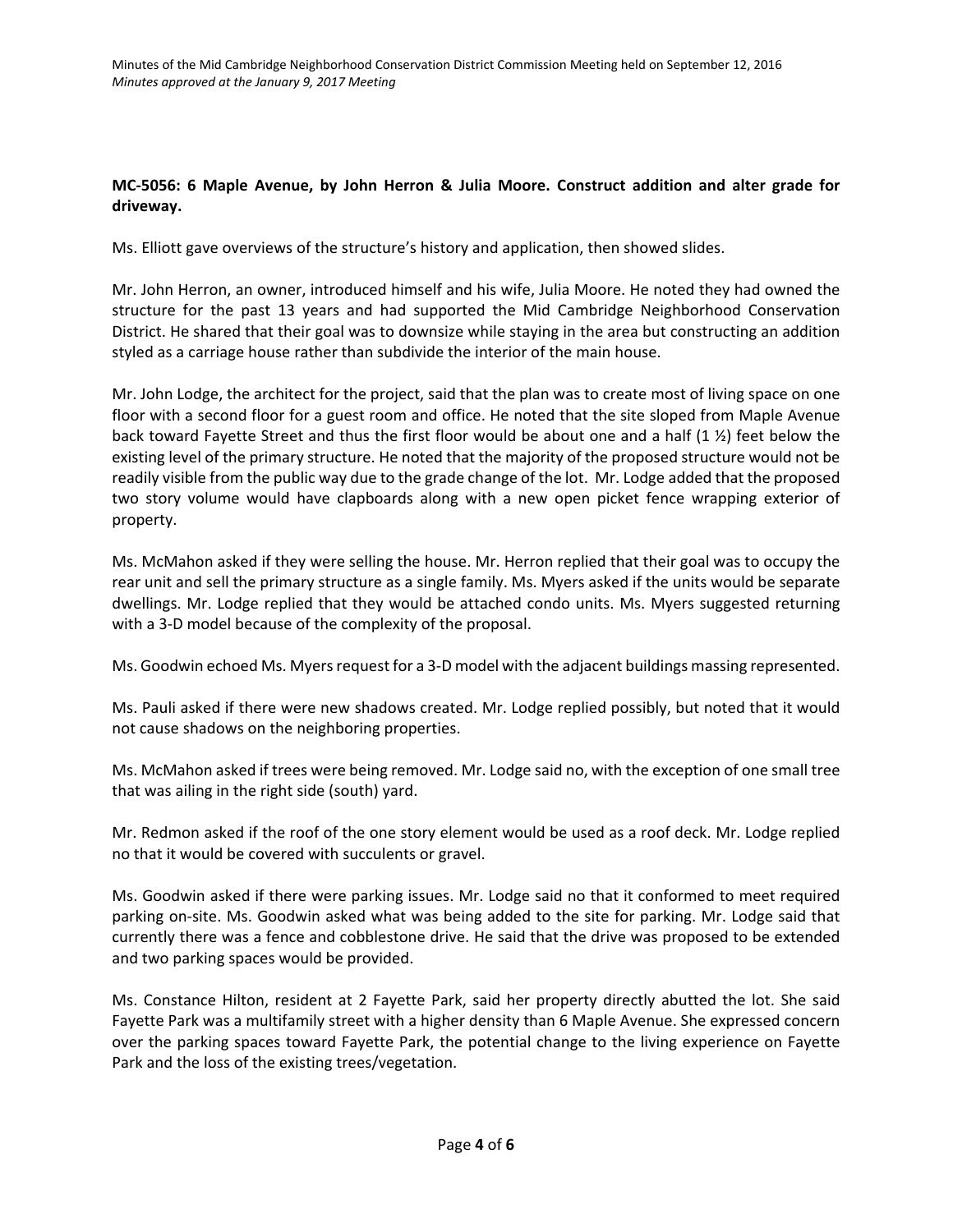**MC-5056: 6 Maple Avenue, by John Herron & Julia Moore. Construct addition and alter grade for driveway.**

Ms. Elliott gave overviews of the structure's history and application, then showed slides.

Mr. John Herron, an owner, introduced himself and his wife, Julia Moore. He noted they had owned the structure for the past 13 years and had supported the Mid Cambridge Neighborhood Conservation District. He shared that their goal was to downsize while staying in the area but constructing an addition styled as a carriage house rather than subdivide the interior of the main house.

Mr. John Lodge, the architect for the project, said that the plan was to create most of living space on one floor with a second floor for a guest room and office. He noted that the site sloped from Maple Avenue back toward Fayette Street and thus the first floor would be about one and a half (1 ½) feet below the existing level of the primary structure. He noted that the majority of the proposed structure would not be readily visible from the public way due to the grade change of the lot. Mr. Lodge added that the proposed two story volume would have clapboards along with a new open picket fence wrapping exterior of property.

Ms. McMahon asked if they were selling the house. Mr. Herron replied that their goal was to occupy the rear unit and sell the primary structure as a single family. Ms. Myers asked if the units would be separate dwellings. Mr. Lodge replied that they would be attached condo units. Ms. Myers suggested returning with a 3-D model because of the complexity of the proposal.

Ms. Goodwin echoed Ms. Myers request for a 3-D model with the adjacent buildings massing represented.

Ms. Pauli asked if there were new shadows created. Mr. Lodge replied possibly, but noted that it would not cause shadows on the neighboring properties.

Ms. McMahon asked if trees were being removed. Mr. Lodge said no, with the exception of one small tree that was ailing in the right side (south) yard.

Mr. Redmon asked if the roof of the one story element would be used as a roof deck. Mr. Lodge replied no that it would be covered with succulents or gravel.

Ms. Goodwin asked if there were parking issues. Mr. Lodge said no that it conformed to meet required parking on-site. Ms. Goodwin asked what was being added to the site for parking. Mr. Lodge said that currently there was a fence and cobblestone drive. He said that the drive was proposed to be extended and two parking spaces would be provided.

Ms. Constance Hilton, resident at 2 Fayette Park, said her property directly abutted the lot. She said Fayette Park was a multifamily street with a higher density than 6 Maple Avenue. She expressed concern over the parking spaces toward Fayette Park, the potential change to the living experience on Fayette Park and the loss of the existing trees/vegetation.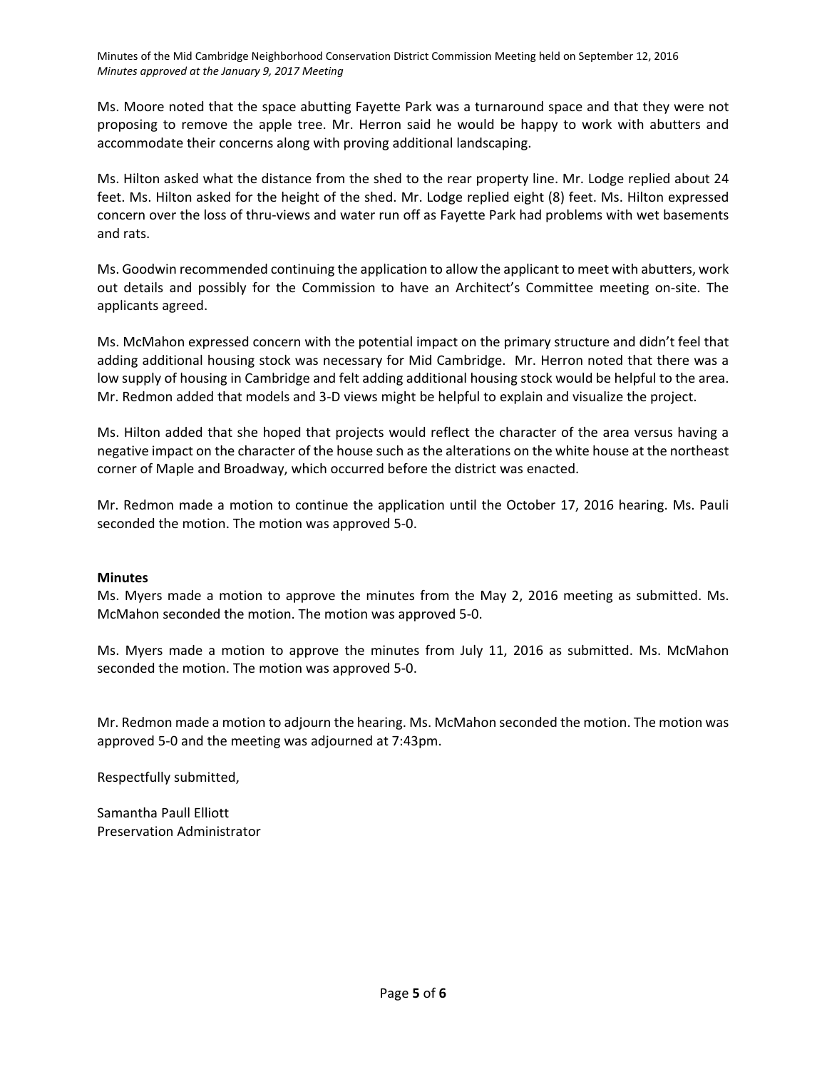Ms. Moore noted that the space abutting Fayette Park was a turnaround space and that they were not proposing to remove the apple tree. Mr. Herron said he would be happy to work with abutters and accommodate their concerns along with proving additional landscaping.

Ms. Hilton asked what the distance from the shed to the rear property line. Mr. Lodge replied about 24 feet. Ms. Hilton asked for the height of the shed. Mr. Lodge replied eight (8) feet. Ms. Hilton expressed concern over the loss of thru-views and water run off as Fayette Park had problems with wet basements and rats.

Ms. Goodwin recommended continuing the application to allow the applicant to meet with abutters, work out details and possibly for the Commission to have an Architect's Committee meeting on-site. The applicants agreed.

Ms. McMahon expressed concern with the potential impact on the primary structure and didn't feel that adding additional housing stock was necessary for Mid Cambridge. Mr. Herron noted that there was a low supply of housing in Cambridge and felt adding additional housing stock would be helpful to the area. Mr. Redmon added that models and 3-D views might be helpful to explain and visualize the project.

Ms. Hilton added that she hoped that projects would reflect the character of the area versus having a negative impact on the character of the house such as the alterations on the white house at the northeast corner of Maple and Broadway, which occurred before the district was enacted.

Mr. Redmon made a motion to continue the application until the October 17, 2016 hearing. Ms. Pauli seconded the motion. The motion was approved 5-0.

**Minutes**

Ms. Myers made a motion to approve the minutes from the May 2, 2016 meeting as submitted. Ms. McMahon seconded the motion. The motion was approved 5-0.

Ms. Myers made a motion to approve the minutes from July 11, 2016 as submitted. Ms. McMahon seconded the motion. The motion was approved 5-0.

Mr. Redmon made a motion to adjourn the hearing. Ms. McMahon seconded the motion. The motion was approved 5-0 and the meeting was adjourned at 7:43pm.

Respectfully submitted,

Samantha Paull Elliott
Preservation Administrator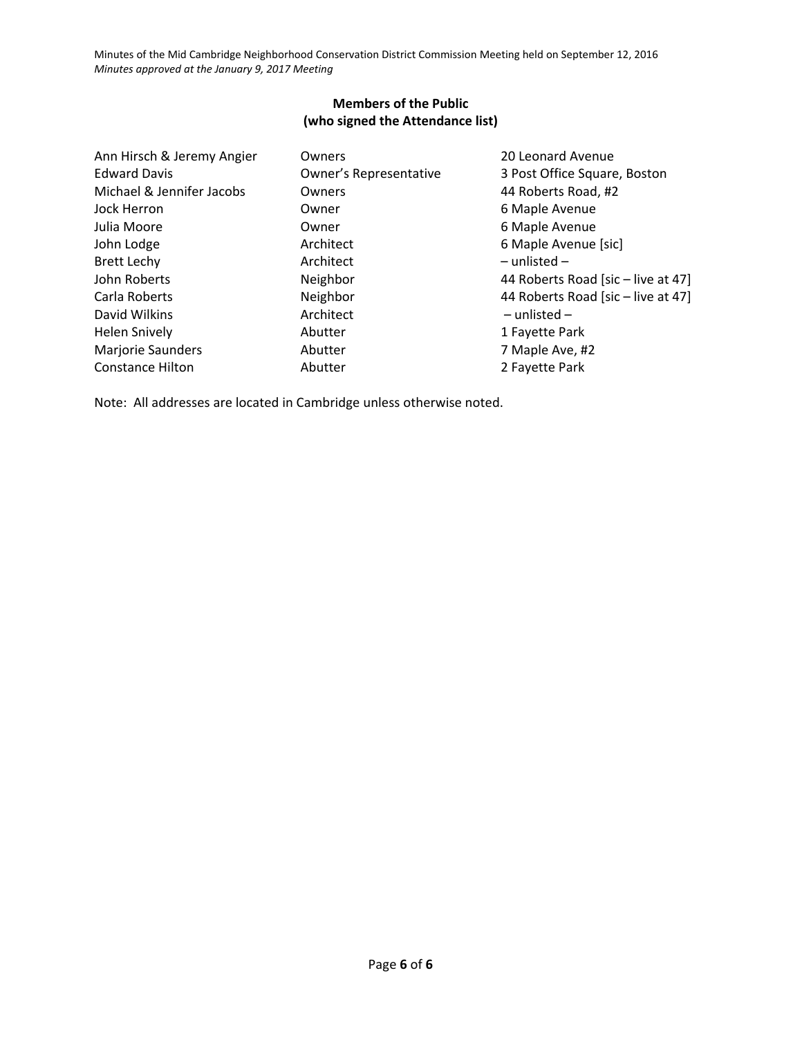**Members of the Public**
**(who signed the Attendance list)**

| | | |
|---|---|---|
| Ann Hirsch & Jeremy Angier | Owners | 20 Leonard Avenue |
| Edward Davis | Owner's Representative | 3 Post Office Square, Boston |
| Michael & Jennifer Jacobs | Owners | 44 Roberts Road, #2 |
| Jock Herron | Owner | 6 Maple Avenue |
| Julia Moore | Owner | 6 Maple Avenue |
| John Lodge | Architect | 6 Maple Avenue [sic] |
| Brett Lechy | Architect | – unlisted – |
| John Roberts | Neighbor | 44 Roberts Road [sic – live at 47] |
| Carla Roberts | Neighbor | 44 Roberts Road [sic – live at 47] |
| David Wilkins | Architect | – unlisted – |
| Helen Snively | Abutter | 1 Fayette Park |
| Marjorie Saunders | Abutter | 7 Maple Ave, #2 |
| Constance Hilton | Abutter | 2 Fayette Park |

Note: All addresses are located in Cambridge unless otherwise noted.